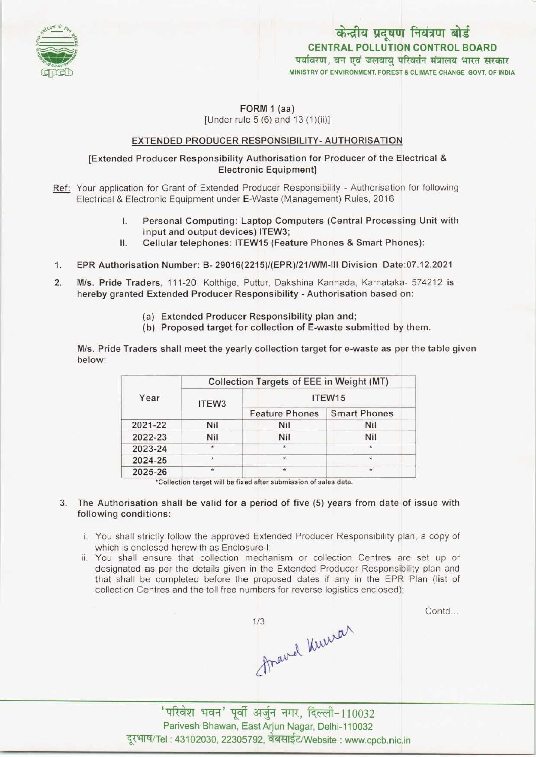केन्द्रीय प्रदूषण नियंत्रण बोर्ड
CENTRAL POLLUTION CONTROL BOARD
पर्यावरण, वन एवं जलवायु परिवर्तन मंत्रालय भारत सरकार
MINISTRY OF ENVIRONMENT, FOREST & CLIMATE CHANGE GOVT. OF INDIA

FORM 1 (aa)
[Under rule 5 (6) and 13 (1)(ii)]

## EXTENDED PRODUCER RESPONSIBILITY- AUTHORISATION

[Extended Producer Responsibility Authorisation for Producer of the Electrical & Electronic Equipment]

Ref: Your application for Grant of Extended Producer Responsibility - Authorisation for following Electrical & Electronic Equipment under E-Waste (Management) Rules, 2016

I. **Personal Computing: Laptop Computers (Central Processing Unit with input and output devices) ITEW3;**

II. **Cellular telephones: ITEW15 (Feature Phones & Smart Phones):**

1. **EPR Authorisation Number: B- 29016(2215)/(EPR)/21/WM-III Division Date:07.12.2021**

2. **M/s. Pride Traders**, 111-20, Kolthige, Puttur, Dakshina Kannada, Karnataka- 574212 **is hereby granted Extended Producer Responsibility - Authorisation based on:**

   (a) **Extended Producer Responsibility plan and;**
   (b) **Proposed target for collection of E-waste submitted by them.**

**M/s. Pride Traders shall meet the yearly collection target for e-waste as per the table given below:**

| Year | Collection Targets of EEE in Weight (MT) | | |
|---|---|---|---|
| | ITEW3 | ITEW15 | |
| | | Feature Phones | Smart Phones |
| 2021-22 | Nil | Nil | Nil |
| 2022-23 | Nil | Nil | Nil |
| 2023-24 | * | * | * |
| 2024-25 | * | * | * |
| 2025-26 | * | * | * |

*Collection target will be fixed after submission of sales data.

3. **The Authorisation shall be valid for a period of five (5) years from date of issue with following conditions:**

   i. You shall strictly follow the approved Extended Producer Responsibility plan, a copy of which is enclosed herewith as Enclosure-I;
   ii. You shall ensure that collection mechanism or collection Centres are set up or designated as per the details given in the Extended Producer Responsibility plan and that shall be completed before the proposed dates if any in the EPR Plan (list of collection Centres and the toll free numbers for reverse logistics enclosed);

Contd...

Anand Kumar

'परिवेश भवन' पूर्वी अर्जुन नगर, दिल्ली-110032
Parivesh Bhawan, East Arjun Nagar, Delhi-110032
दूरभाष/Tel : 43102030, 22305792, वेबसाईट/Website : www.cpcb.nic.in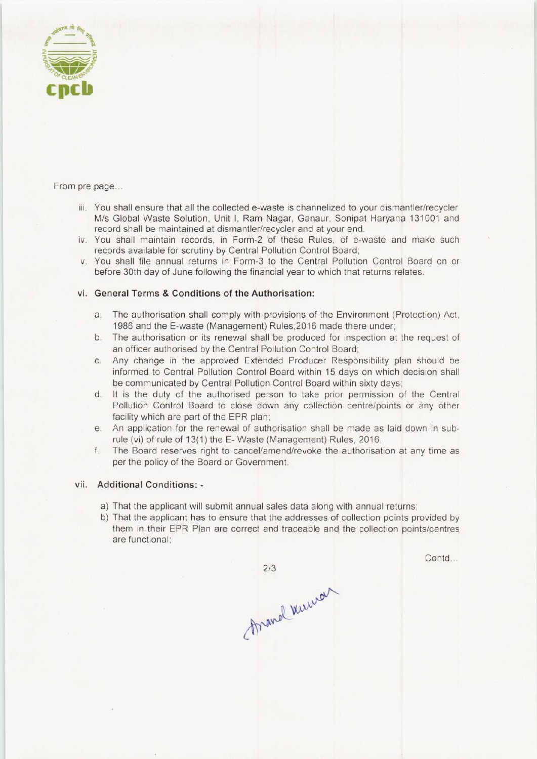From pre page...

iii. You shall ensure that all the collected e-waste is channelized to your dismantler/recycler M/s Global Waste Solution, Unit I, Ram Nagar, Ganaur, Sonipat Haryana 131001 and record shall be maintained at dismantler/recycler and at your end.

iv. You shall maintain records, in Form-2 of these Rules, of e-waste and make such records available for scrutiny by Central Pollution Control Board;

v. You shall file annual returns in Form-3 to the Central Pollution Control Board on or before 30th day of June following the financial year to which that returns relates.

vi. **General Terms & Conditions of the Authorisation:**

a. The authorisation shall comply with provisions of the Environment (Protection) Act, 1986 and the E-waste (Management) Rules,2016 made there under;

b. The authorisation or its renewal shall be produced for inspection at the request of an officer authorised by the Central Pollution Control Board;

c. Any change in the approved Extended Producer Responsibility plan should be informed to Central Pollution Control Board within 15 days on which decision shall be communicated by Central Pollution Control Board within sixty days;

d. It is the duty of the authorised person to take prior permission of the Central Pollution Control Board to close down any collection centre/points or any other facility which are part of the EPR plan;

e. An application for the renewal of authorisation shall be made as laid down in sub-rule (vi) of rule of 13(1) the E- Waste (Management) Rules, 2016;

f. The Board reserves right to cancel/amend/revoke the authorisation at any time as per the policy of the Board or Government.

vii. **Additional Conditions: -**

a) That the applicant will submit annual sales data along with annual returns;

b) That the applicant has to ensure that the addresses of collection points provided by them in their EPR Plan are correct and traceable and the collection points/centres are functional;

Contd...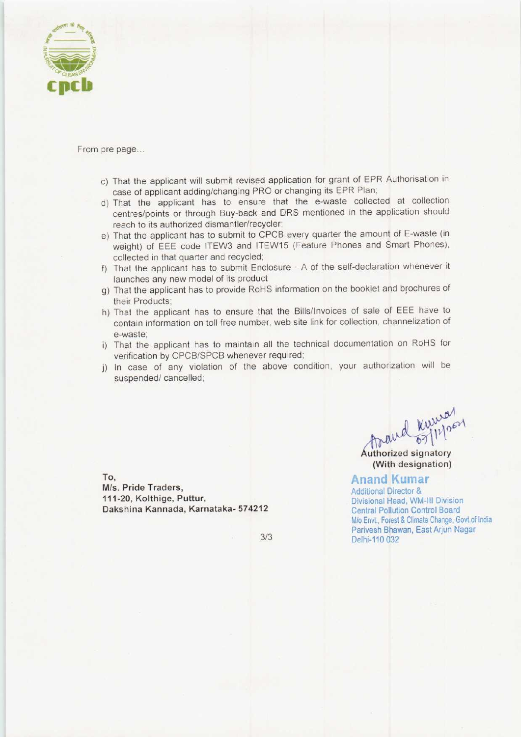From pre page...

c) That the applicant will submit revised application for grant of EPR Authorisation in case of applicant adding/changing PRO or changing its EPR Plan;
d) That the applicant has to ensure that the e-waste collected at collection centres/points or through Buy-back and DRS mentioned in the application should reach to its authorized dismantler/recycler;
e) That the applicant has to submit to CPCB every quarter the amount of E-waste (in weight) of EEE code ITEW3 and ITEW15 (Feature Phones and Smart Phones), collected in that quarter and recycled;
f) That the applicant has to submit Enclosure - A of the self-declaration whenever it launches any new model of its product
g) That the applicant has to provide RoHS information on the booklet and brochures of their Products;
h) That the applicant has to ensure that the Bills/Invoices of sale of EEE have to contain information on toll free number, web site link for collection, channelization of e-waste;
i) That the applicant has to maintain all the technical documentation on RoHS for verification by CPCB/SPCB whenever required;
j) In case of any violation of the above condition, your authorization will be suspended/ cancelled;

Anand Kumar 07/12/2021

Authorized signatory
(With designation)

**Anand Kumar**
Additional Director &
Divisional Head, WM-III Division
Central Pollution Control Board
M/o Envt., Forest & Climate Change, Govt.of India
Parivesh Bhawan, East Arjun Nagar
Delhi-110 032

To,
**M/s. Pride Traders,**
**111-20, Kolthige, Puttur,**
**Dakshina Kannada, Karnataka- 574212**